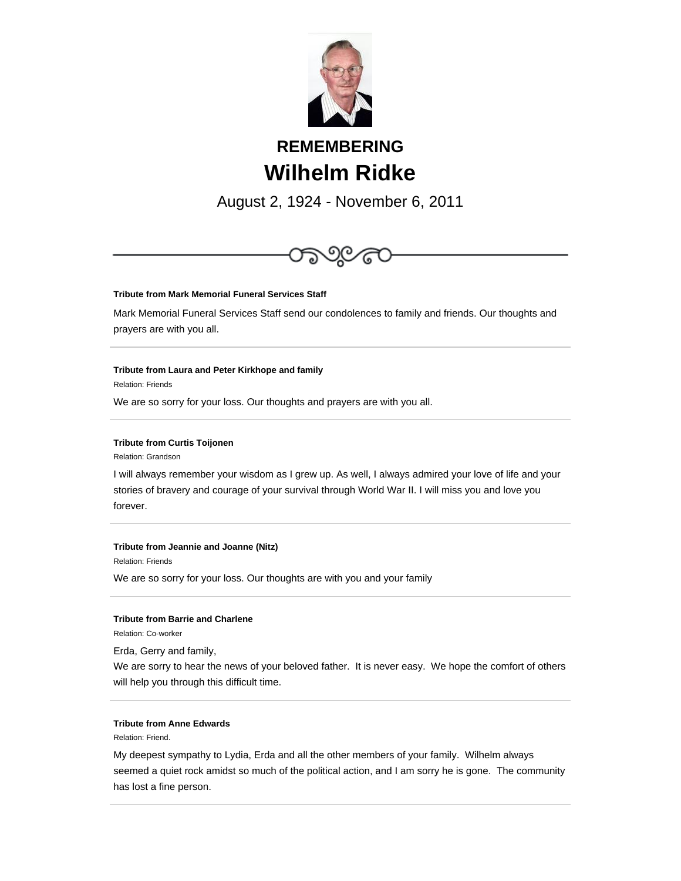# REMEMBERING

# Wilhelm Ridke

August 2, 1924 - November 6, 2011

---

**Tribute from Mark Memorial Funeral Services Staff**

Mark Memorial Funeral Services Staff send our condolences to family and friends. Our thoughts and prayers are with you all.

---

**Tribute from Laura and Peter Kirkhope and family**

Relation: Friends

We are so sorry for your loss. Our thoughts and prayers are with you all.

---

**Tribute from Curtis Toijonen**

Relation: Grandson

I will always remember your wisdom as I grew up. As well, I always admired your love of life and your stories of bravery and courage of your survival through World War II. I will miss you and love you forever.

---

**Tribute from Jeannie and Joanne (Nitz)**

Relation: Friends

We are so sorry for your loss. Our thoughts are with you and your family

---

**Tribute from Barrie and Charlene**

Relation: Co-worker

Erda, Gerry and family,
We are sorry to hear the news of your beloved father. It is never easy. We hope the comfort of others will help you through this difficult time.

---

**Tribute from Anne Edwards**

Relation: Friend.

My deepest sympathy to Lydia, Erda and all the other members of your family. Wilhelm always seemed a quiet rock amidst so much of the political action, and I am sorry he is gone. The community has lost a fine person.

---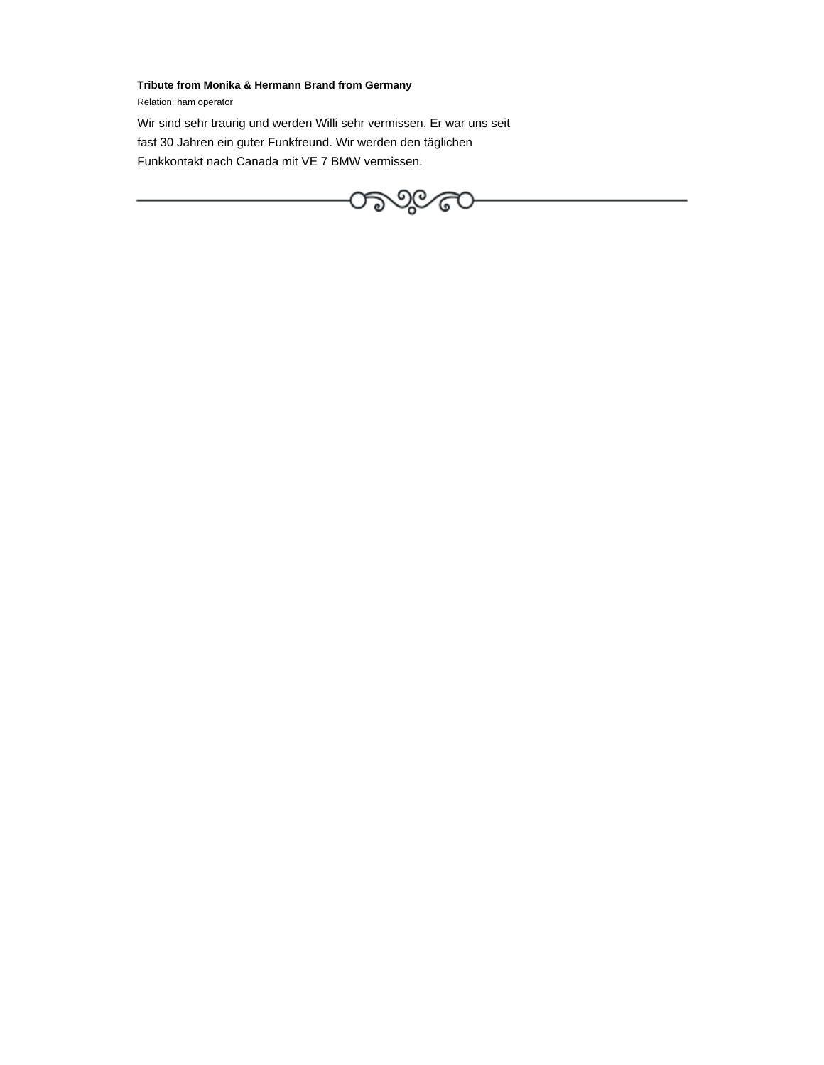**Tribute from Monika & Hermann Brand from Germany**

Relation: ham operator

Wir sind sehr traurig und werden Willi sehr vermissen. Er war uns seit fast 30 Jahren ein guter Funkfreund. Wir werden den täglichen Funkkontakt nach Canada mit VE 7 BMW vermissen.